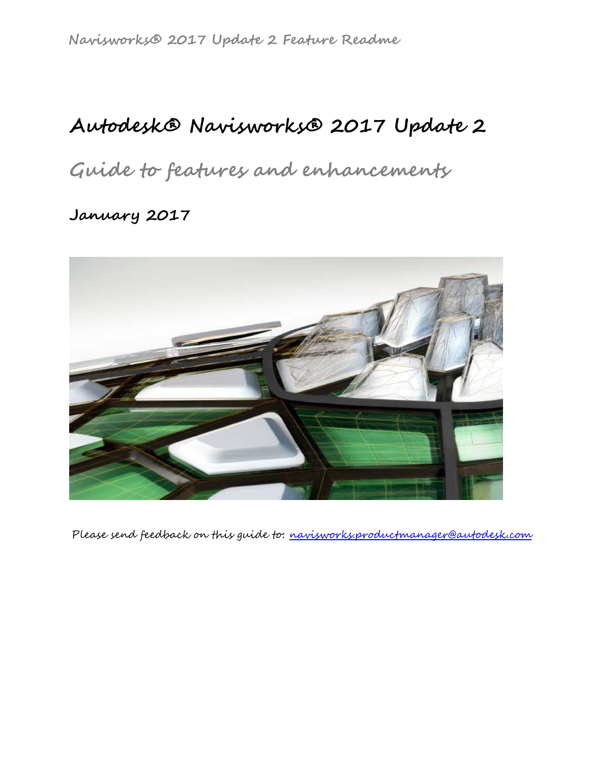# Autodesk® Navisworks® 2017 Update 2

## Guide to features and enhancements

### January 2017

Please send feedback on this guide to: [navisworks.productmanager@autodesk.com](mailto:navisworks.productmanager@autodesk.com)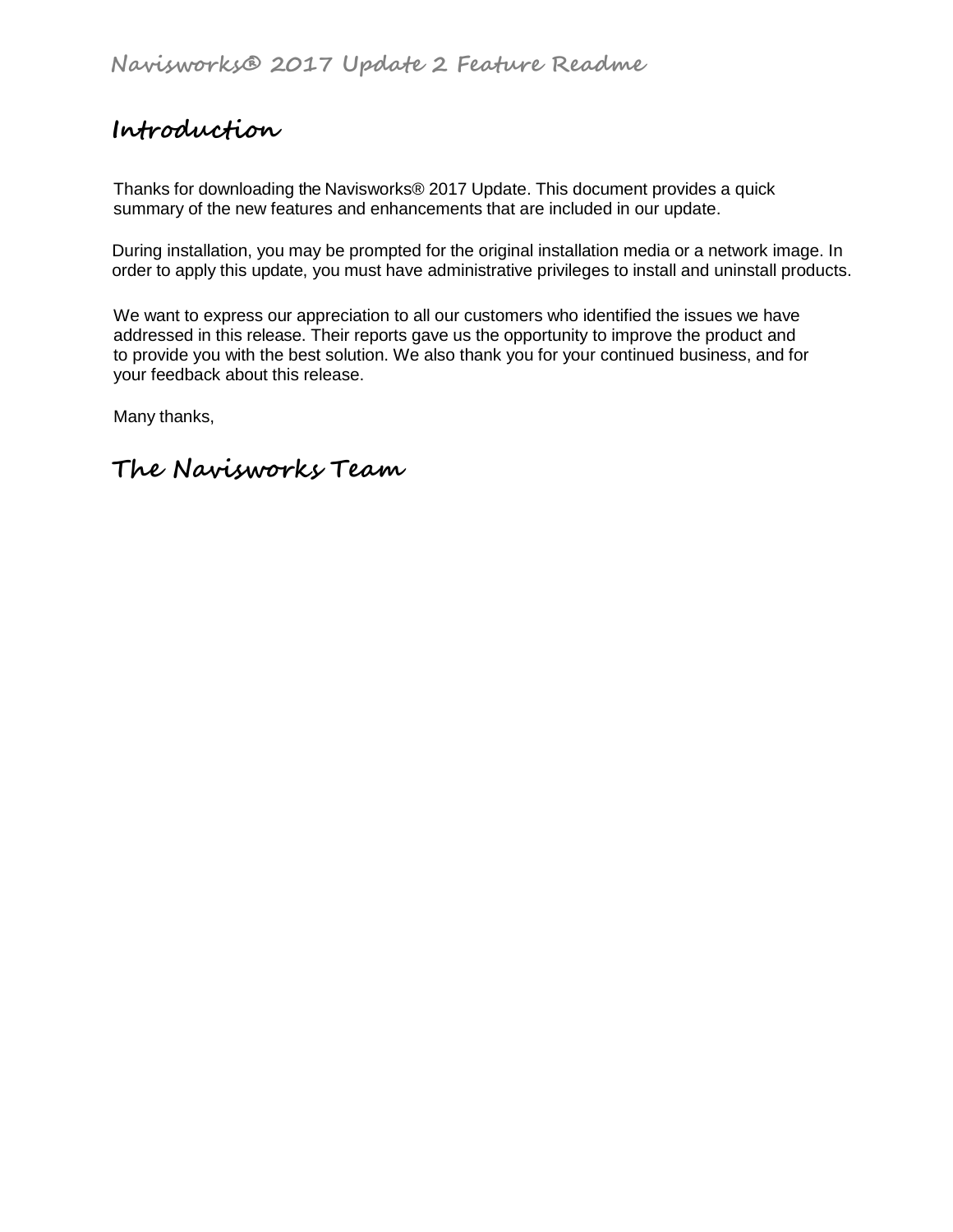# Navisworks® 2017 Update 2 Feature Readme

## Introduction

Thanks for downloading the Navisworks® 2017 Update. This document provides a quick summary of the new features and enhancements that are included in our update.

During installation, you may be prompted for the original installation media or a network image. In order to apply this update, you must have administrative privileges to install and uninstall products.

We want to express our appreciation to all our customers who identified the issues we have addressed in this release. Their reports gave us the opportunity to improve the product and to provide you with the best solution. We also thank you for your continued business, and for your feedback about this release.

Many thanks,

## The Navisworks Team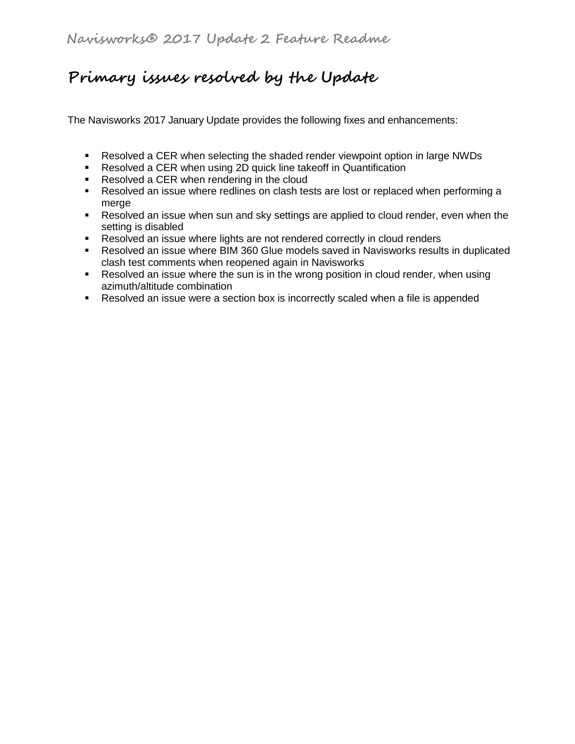## Primary issues resolved by the Update

The Navisworks 2017 January Update provides the following fixes and enhancements:

- Resolved a CER when selecting the shaded render viewpoint option in large NWDs
- Resolved a CER when using 2D quick line takeoff in Quantification
- Resolved a CER when rendering in the cloud
- Resolved an issue where redlines on clash tests are lost or replaced when performing a merge
- Resolved an issue when sun and sky settings are applied to cloud render, even when the setting is disabled
- Resolved an issue where lights are not rendered correctly in cloud renders
- Resolved an issue where BIM 360 Glue models saved in Navisworks results in duplicated clash test comments when reopened again in Navisworks
- Resolved an issue where the sun is in the wrong position in cloud render, when using azimuth/altitude combination
- Resolved an issue were a section box is incorrectly scaled when a file is appended